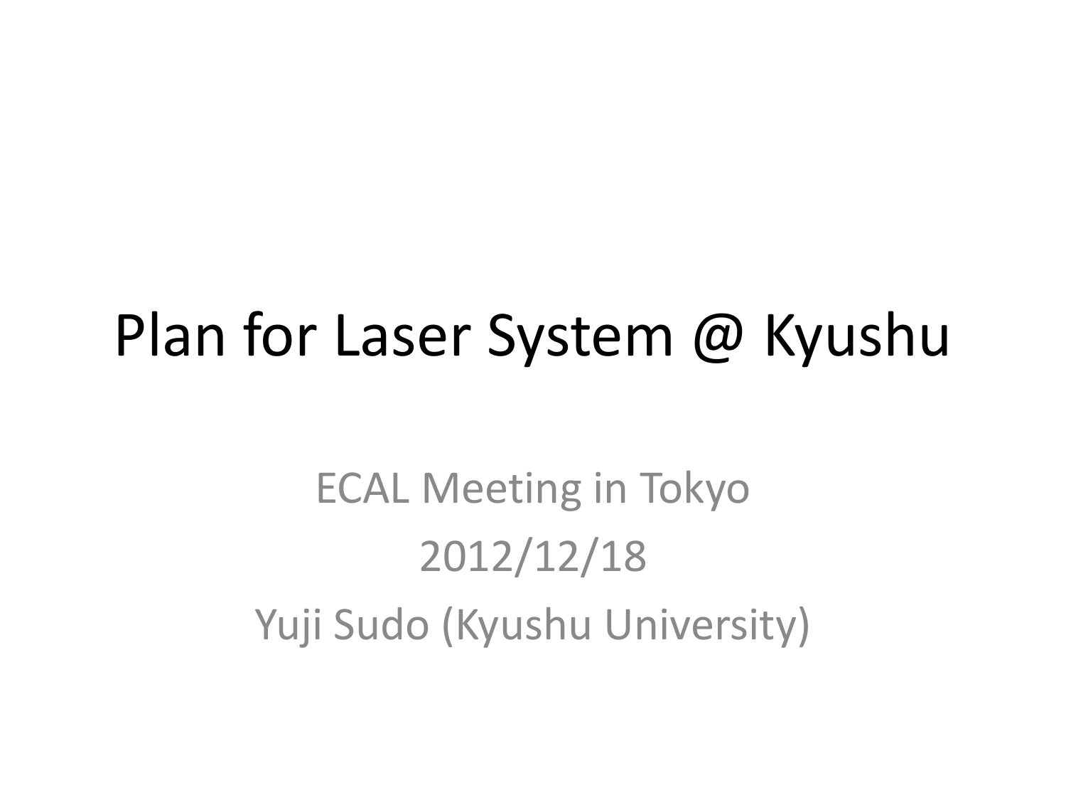# Plan for Laser System @ Kyushu

ECAL Meeting in Tokyo

2012/12/18

Yuji Sudo (Kyushu University)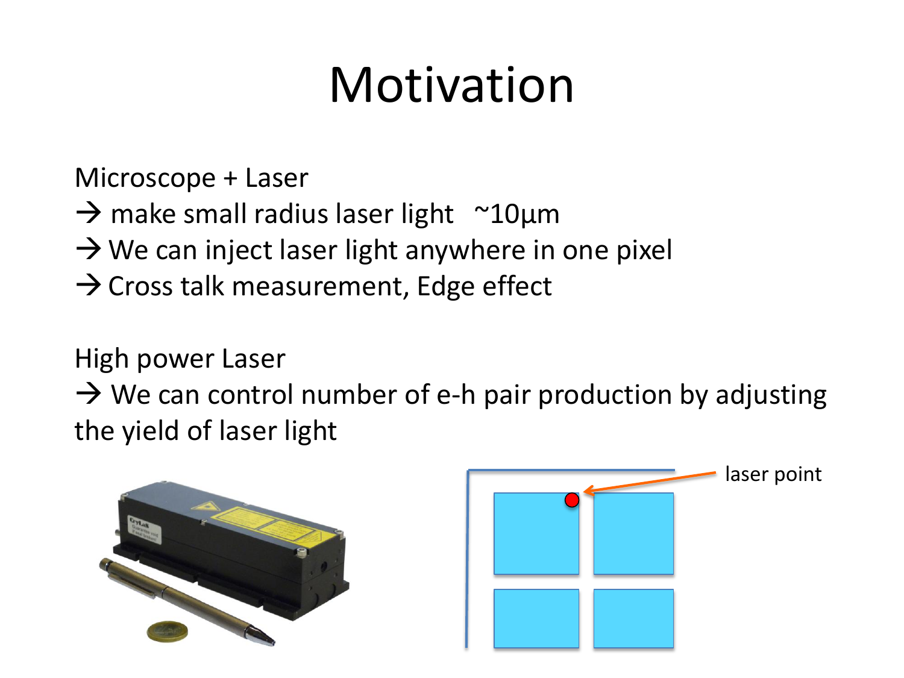# Motivation

Microscope + Laser

→ make small radius laser light ~10μm

→ We can inject laser light anywhere in one pixel

→ Cross talk measurement, Edge effect

High power Laser

→ We can control number of e-h pair production by adjusting the yield of laser light

laser point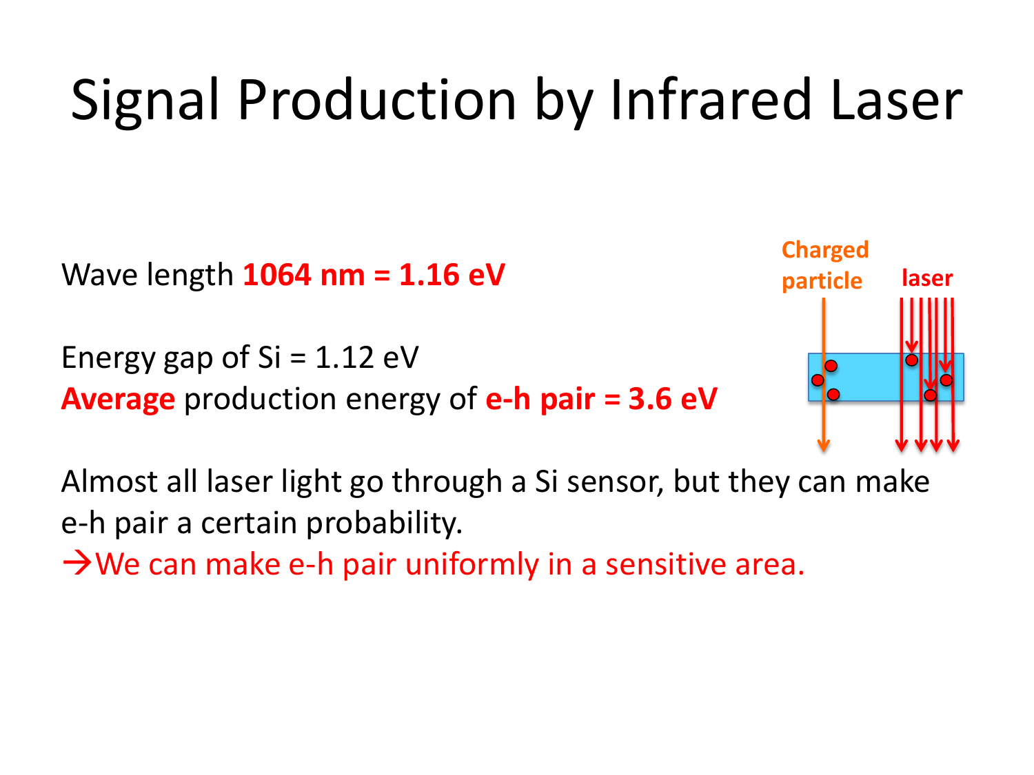# Signal Production by Infrared Laser

Wave length **1064 nm = 1.16 eV**

Energy gap of Si = 1.12 eV
**Average** production energy of **e-h pair = 3.6 eV**

Charged particle

laser

Almost all laser light go through a Si sensor, but they can make e-h pair a certain probability.
→We can make e-h pair uniformly in a sensitive area.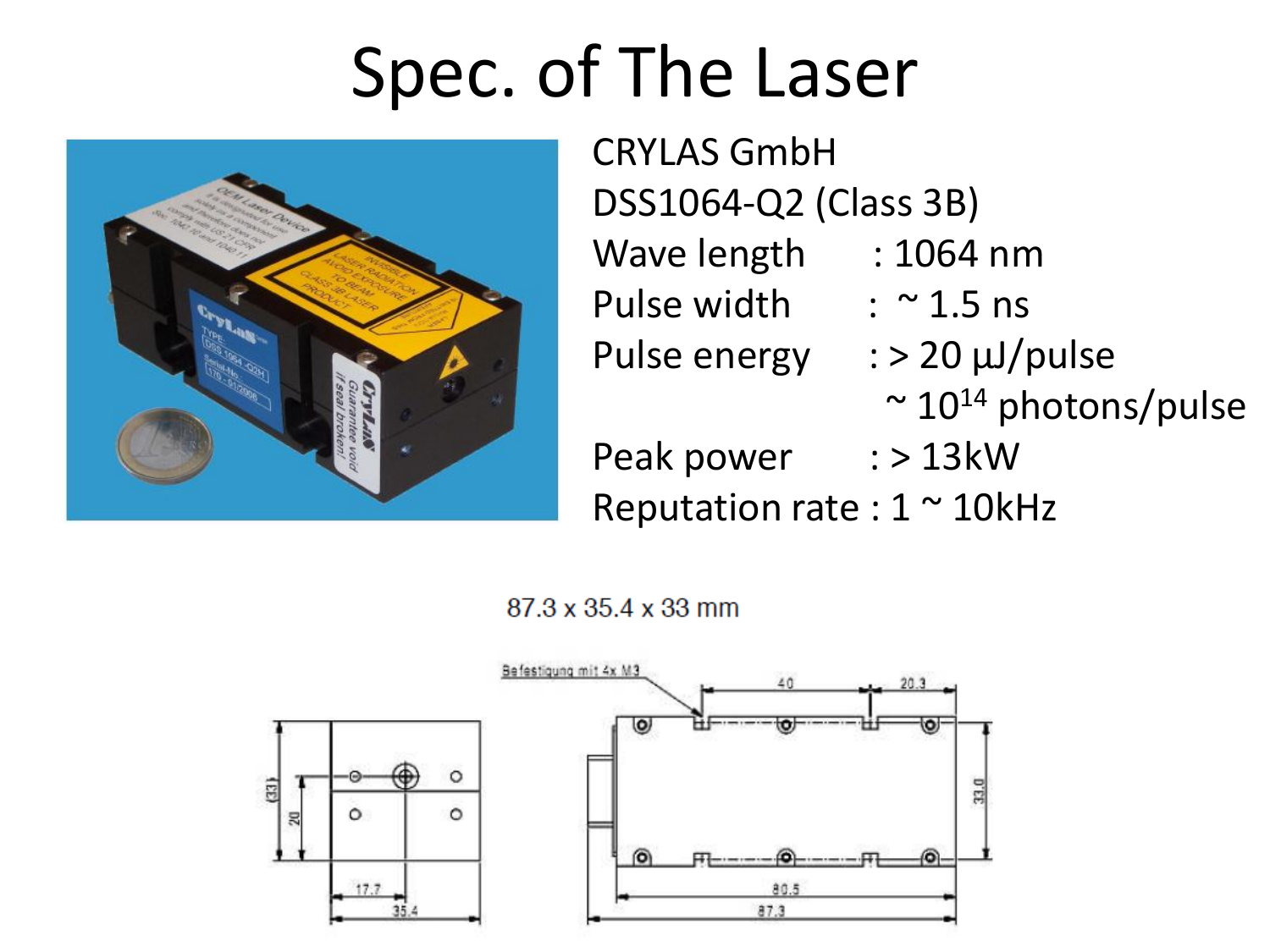# Spec. of The Laser

CRYLAS GmbH

DSS1064-Q2 (Class 3B)

Wave length : 1064 nm

Pulse width : ~ 1.5 ns

Pulse energy : > 20 μJ/pulse

~ $10^{14}$ photons/pulse

Peak power : > 13kW

Reputation rate : 1 ~ 10kHz

87.3 x 35.4 x 33 mm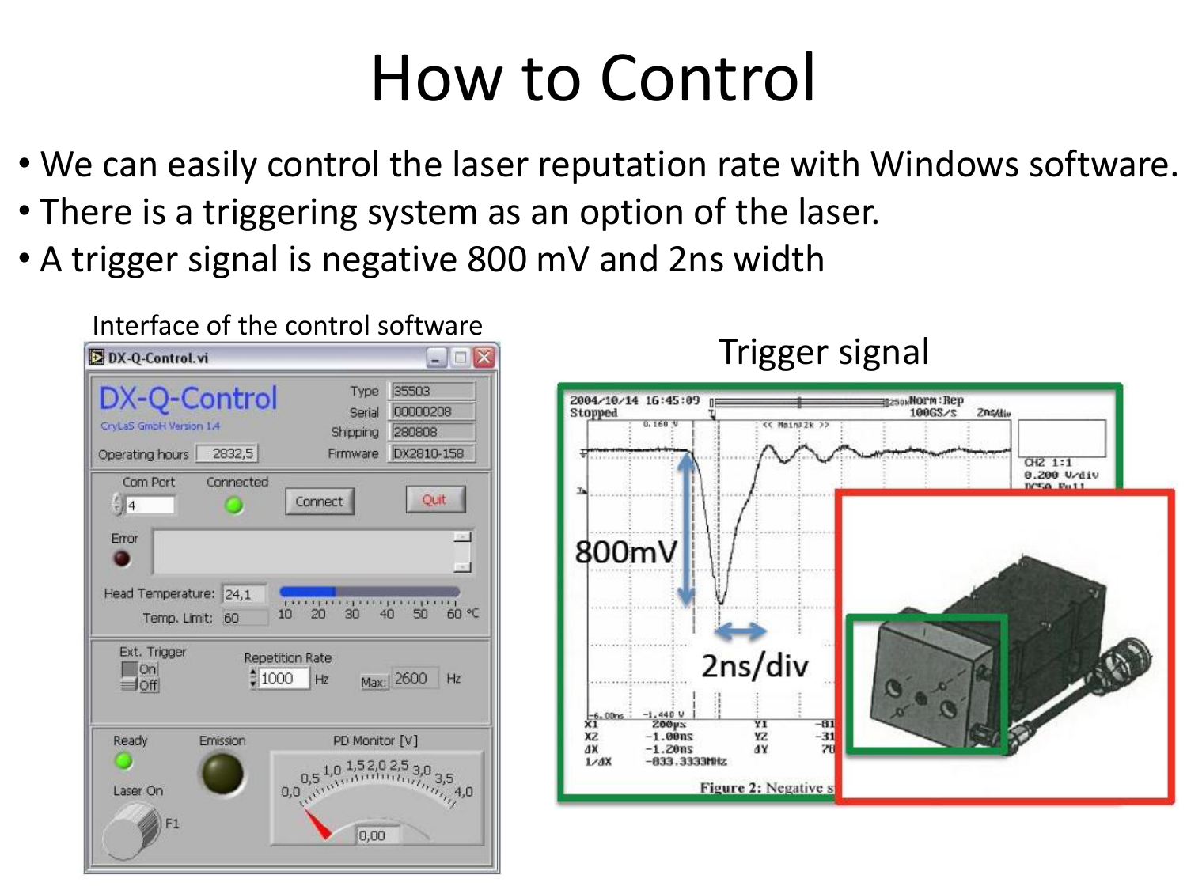# How to Control

- We can easily control the laser reputation rate with Windows software.
- There is a triggering system as an option of the laser.
- A trigger signal is negative 800 mV and 2ns width

Interface of the control software

Trigger signal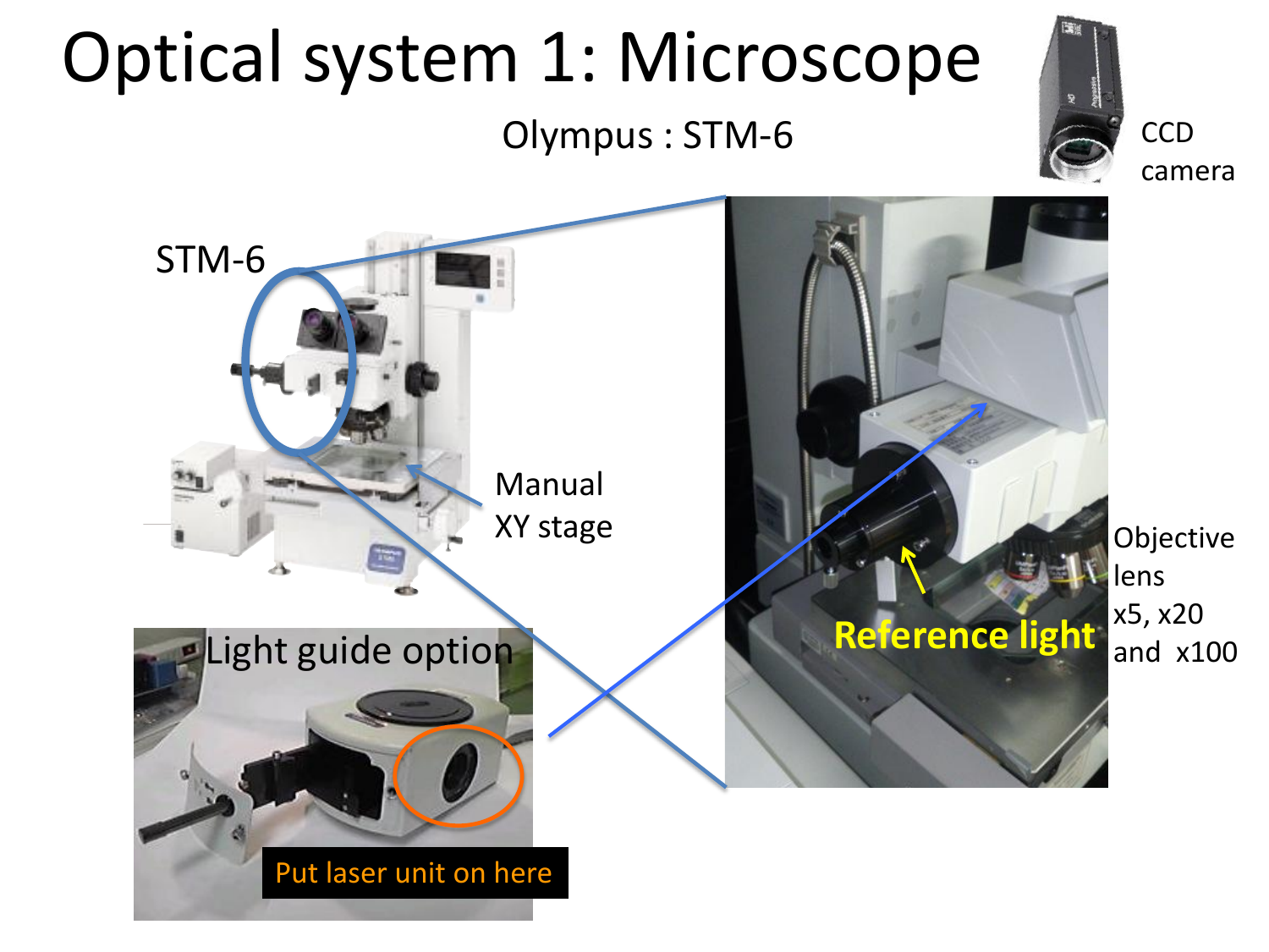# Optical system 1: Microscope

Olympus : STM-6

CCD camera

STM-6

Manual XY stage

Light guide option

Put laser unit on here

Reference light

Objective lens x5, x20 and x100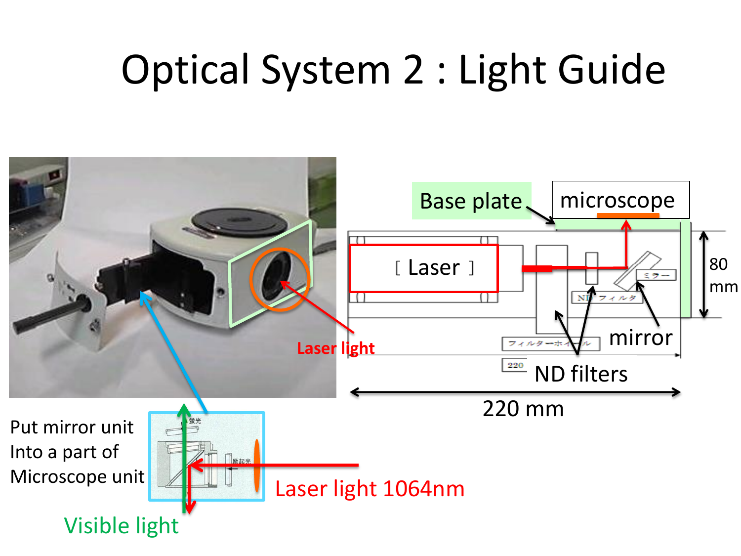# Optical System 2 : Light Guide

Base plate

microscope

[ Laser ]

80 mm

ミラー

ND フィルタ

フィルターホイール

220

mirror

ND filters

220 mm

Laser light

Put mirror unit
Into a part of
Microscope unit

蛍光

励起光

Laser light 1064nm

Visible light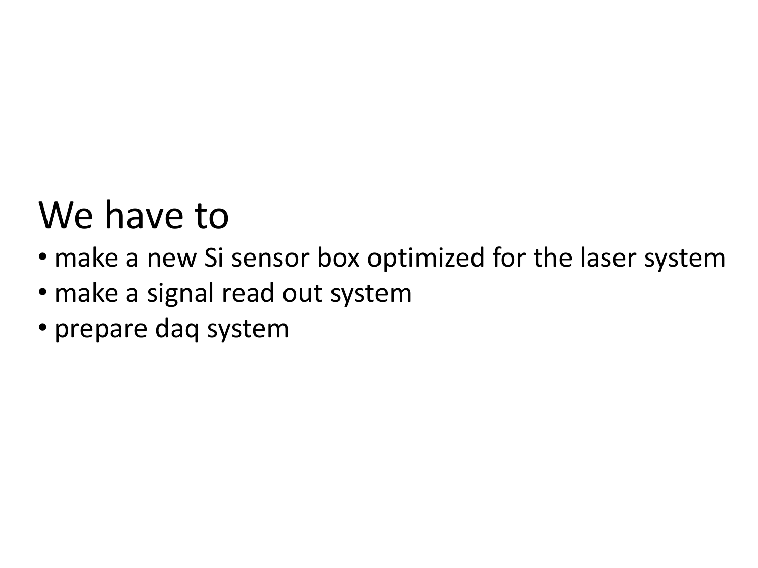# We have to

- make a new Si sensor box optimized for the laser system
- make a signal read out system
- prepare daq system